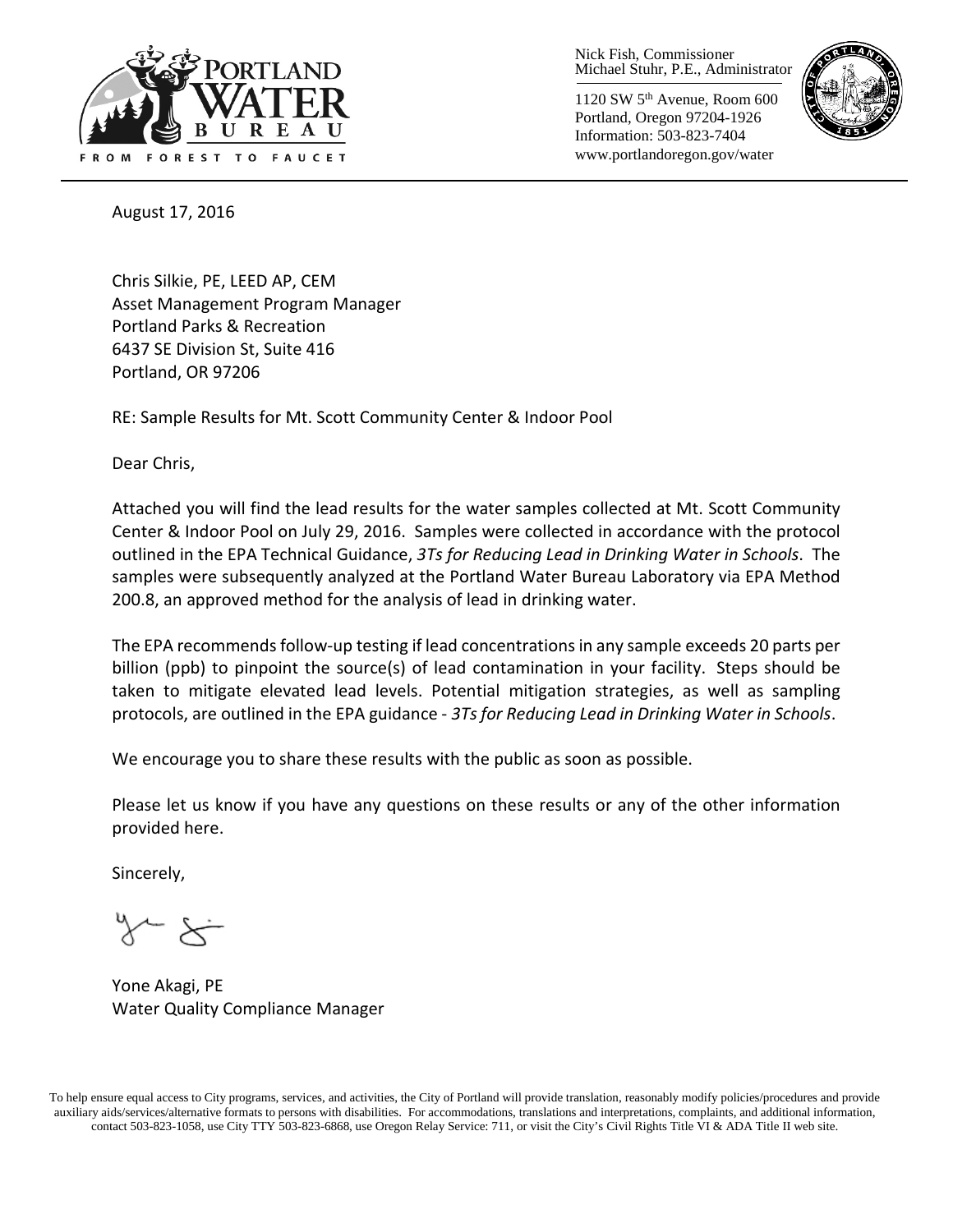PORTLAND WATER BUREAU

FROM FOREST TO FAUCET

Nick Fish, Commissioner
Michael Stuhr, P.E., Administrator

1120 SW 5th Avenue, Room 600
Portland, Oregon 97204-1926
Information: 503-823-7404
www.portlandoregon.gov/water

August 17, 2016

Chris Silkie, PE, LEED AP, CEM
Asset Management Program Manager
Portland Parks & Recreation
6437 SE Division St, Suite 416
Portland, OR 97206

RE: Sample Results for Mt. Scott Community Center & Indoor Pool

Dear Chris,

Attached you will find the lead results for the water samples collected at Mt. Scott Community Center & Indoor Pool on July 29, 2016. Samples were collected in accordance with the protocol outlined in the EPA Technical Guidance, *3Ts for Reducing Lead in Drinking Water in Schools*. The samples were subsequently analyzed at the Portland Water Bureau Laboratory via EPA Method 200.8, an approved method for the analysis of lead in drinking water.

The EPA recommends follow-up testing if lead concentrations in any sample exceeds 20 parts per billion (ppb) to pinpoint the source(s) of lead contamination in your facility. Steps should be taken to mitigate elevated lead levels. Potential mitigation strategies, as well as sampling protocols, are outlined in the EPA guidance - *3Ts for Reducing Lead in Drinking Water in Schools*.

We encourage you to share these results with the public as soon as possible.

Please let us know if you have any questions on these results or any of the other information provided here.

Sincerely,

Yone Akagi, PE
Water Quality Compliance Manager

To help ensure equal access to City programs, services, and activities, the City of Portland will provide translation, reasonably modify policies/procedures and provide auxiliary aids/services/alternative formats to persons with disabilities. For accommodations, translations and interpretations, complaints, and additional information, contact 503-823-1058, use City TTY 503-823-6868, use Oregon Relay Service: 711, or visit the City's Civil Rights Title VI & ADA Title II web site.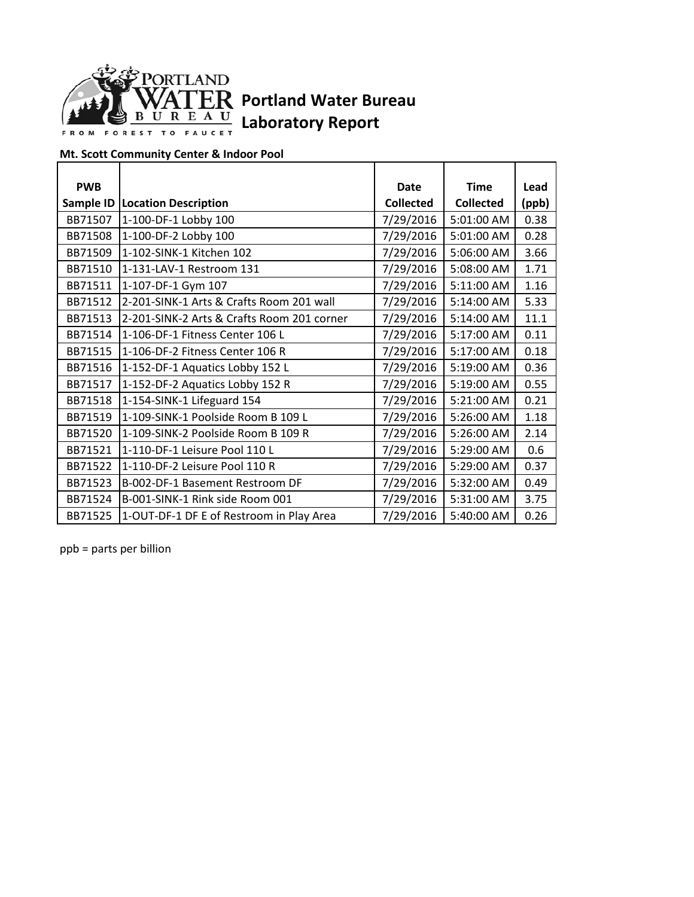# Portland Water Bureau Laboratory Report

PORTLAND WATER BUREAU
FROM FOREST TO FAUCET

**Mt. Scott Community Center & Indoor Pool**

| PWB Sample ID | Location Description | Date Collected | Time Collected | Lead (ppb) |
|---|---|---|---|---|
| BB71507 | 1-100-DF-1 Lobby 100 | 7/29/2016 | 5:01:00 AM | 0.38 |
| BB71508 | 1-100-DF-2 Lobby 100 | 7/29/2016 | 5:01:00 AM | 0.28 |
| BB71509 | 1-102-SINK-1 Kitchen 102 | 7/29/2016 | 5:06:00 AM | 3.66 |
| BB71510 | 1-131-LAV-1 Restroom 131 | 7/29/2016 | 5:08:00 AM | 1.71 |
| BB71511 | 1-107-DF-1 Gym 107 | 7/29/2016 | 5:11:00 AM | 1.16 |
| BB71512 | 2-201-SINK-1 Arts & Crafts Room 201 wall | 7/29/2016 | 5:14:00 AM | 5.33 |
| BB71513 | 2-201-SINK-2 Arts & Crafts Room 201 corner | 7/29/2016 | 5:14:00 AM | 11.1 |
| BB71514 | 1-106-DF-1 Fitness Center 106 L | 7/29/2016 | 5:17:00 AM | 0.11 |
| BB71515 | 1-106-DF-2 Fitness Center 106 R | 7/29/2016 | 5:17:00 AM | 0.18 |
| BB71516 | 1-152-DF-1 Aquatics Lobby 152 L | 7/29/2016 | 5:19:00 AM | 0.36 |
| BB71517 | 1-152-DF-2 Aquatics Lobby 152 R | 7/29/2016 | 5:19:00 AM | 0.55 |
| BB71518 | 1-154-SINK-1 Lifeguard 154 | 7/29/2016 | 5:21:00 AM | 0.21 |
| BB71519 | 1-109-SINK-1 Poolside Room B 109 L | 7/29/2016 | 5:26:00 AM | 1.18 |
| BB71520 | 1-109-SINK-2 Poolside Room B 109 R | 7/29/2016 | 5:26:00 AM | 2.14 |
| BB71521 | 1-110-DF-1 Leisure Pool 110 L | 7/29/2016 | 5:29:00 AM | 0.6 |
| BB71522 | 1-110-DF-2 Leisure Pool 110 R | 7/29/2016 | 5:29:00 AM | 0.37 |
| BB71523 | B-002-DF-1 Basement Restroom DF | 7/29/2016 | 5:32:00 AM | 0.49 |
| BB71524 | B-001-SINK-1 Rink side Room 001 | 7/29/2016 | 5:31:00 AM | 3.75 |
| BB71525 | 1-OUT-DF-1 DF E of Restroom in Play Area | 7/29/2016 | 5:40:00 AM | 0.26 |

ppb = parts per billion